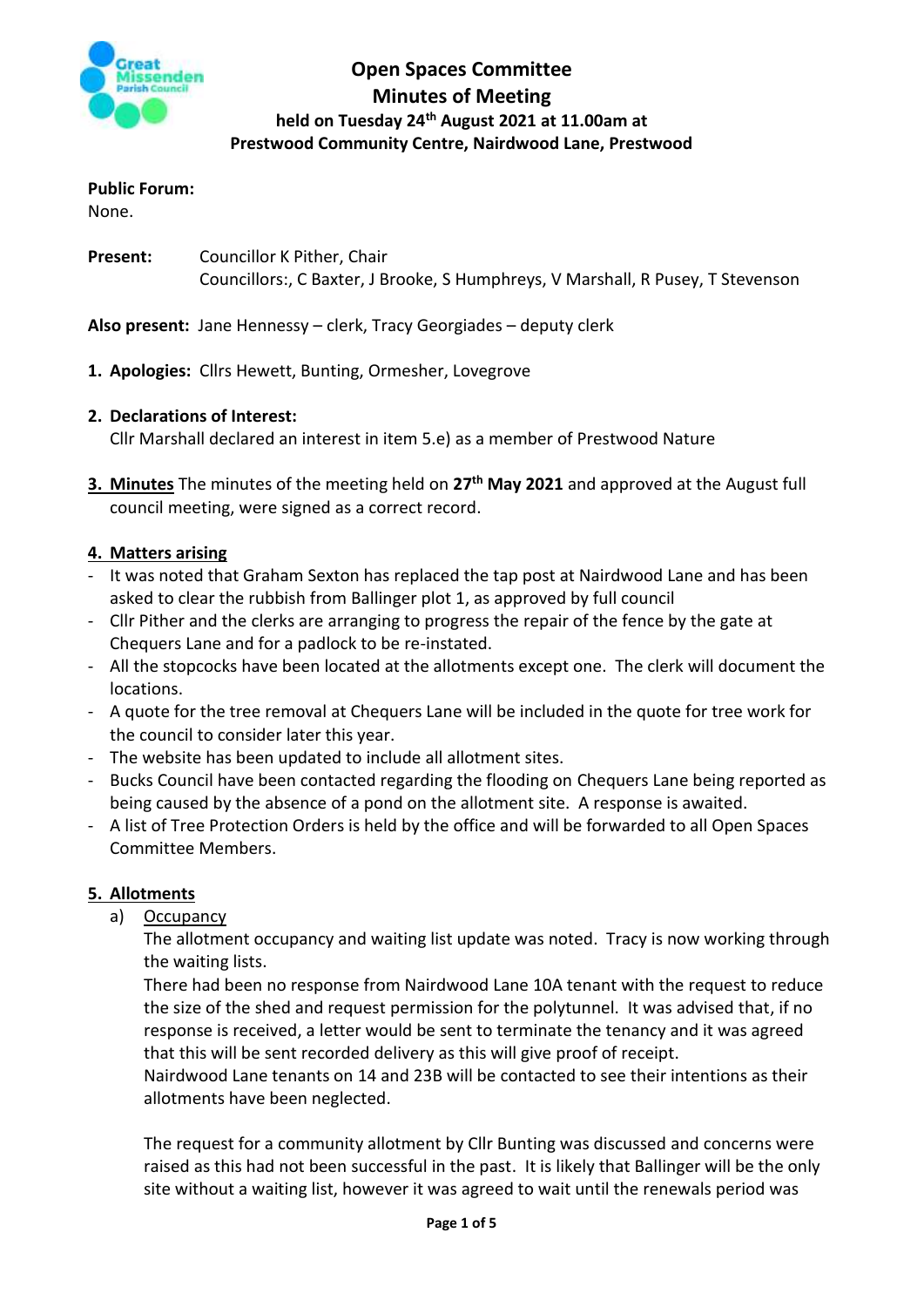# Open Spaces Committee
## Minutes of Meeting
### held on Tuesday 24th August 2021 at 11.00am at Prestwood Community Centre, Nairdwood Lane, Prestwood

**Public Forum:**
None.

**Present:** Councillor K Pither, Chair
Councillors:, C Baxter, J Brooke, S Humphreys, V Marshall, R Pusey, T Stevenson

**Also present:** Jane Hennessy – clerk, Tracy Georgiades – deputy clerk

1. **Apologies:** Cllrs Hewett, Bunting, Ormesher, Lovegrove

2. **Declarations of Interest:**
   Cllr Marshall declared an interest in item 5.e) as a member of Prestwood Nature

3. **Minutes** The minutes of the meeting held on **27th May 2021** and approved at the August full council meeting, were signed as a correct record.

4. **Matters arising**

- It was noted that Graham Sexton has replaced the tap post at Nairdwood Lane and has been asked to clear the rubbish from Ballinger plot 1, as approved by full council
- Cllr Pither and the clerks are arranging to progress the repair of the fence by the gate at Chequers Lane and for a padlock to be re-instated.
- All the stopcocks have been located at the allotments except one. The clerk will document the locations.
- A quote for the tree removal at Chequers Lane will be included in the quote for tree work for the council to consider later this year.
- The website has been updated to include all allotment sites.
- Bucks Council have been contacted regarding the flooding on Chequers Lane being reported as being caused by the absence of a pond on the allotment site. A response is awaited.
- A list of Tree Protection Orders is held by the office and will be forwarded to all Open Spaces Committee Members.

5. **Allotments**

   a) Occupancy

   The allotment occupancy and waiting list update was noted. Tracy is now working through the waiting lists.

   There had been no response from Nairdwood Lane 10A tenant with the request to reduce the size of the shed and request permission for the polytunnel. It was advised that, if no response is received, a letter would be sent to terminate the tenancy and it was agreed that this will be sent recorded delivery as this will give proof of receipt.

   Nairdwood Lane tenants on 14 and 23B will be contacted to see their intentions as their allotments have been neglected.

   The request for a community allotment by Cllr Bunting was discussed and concerns were raised as this had not been successful in the past. It is likely that Ballinger will be the only site without a waiting list, however it was agreed to wait until the renewals period was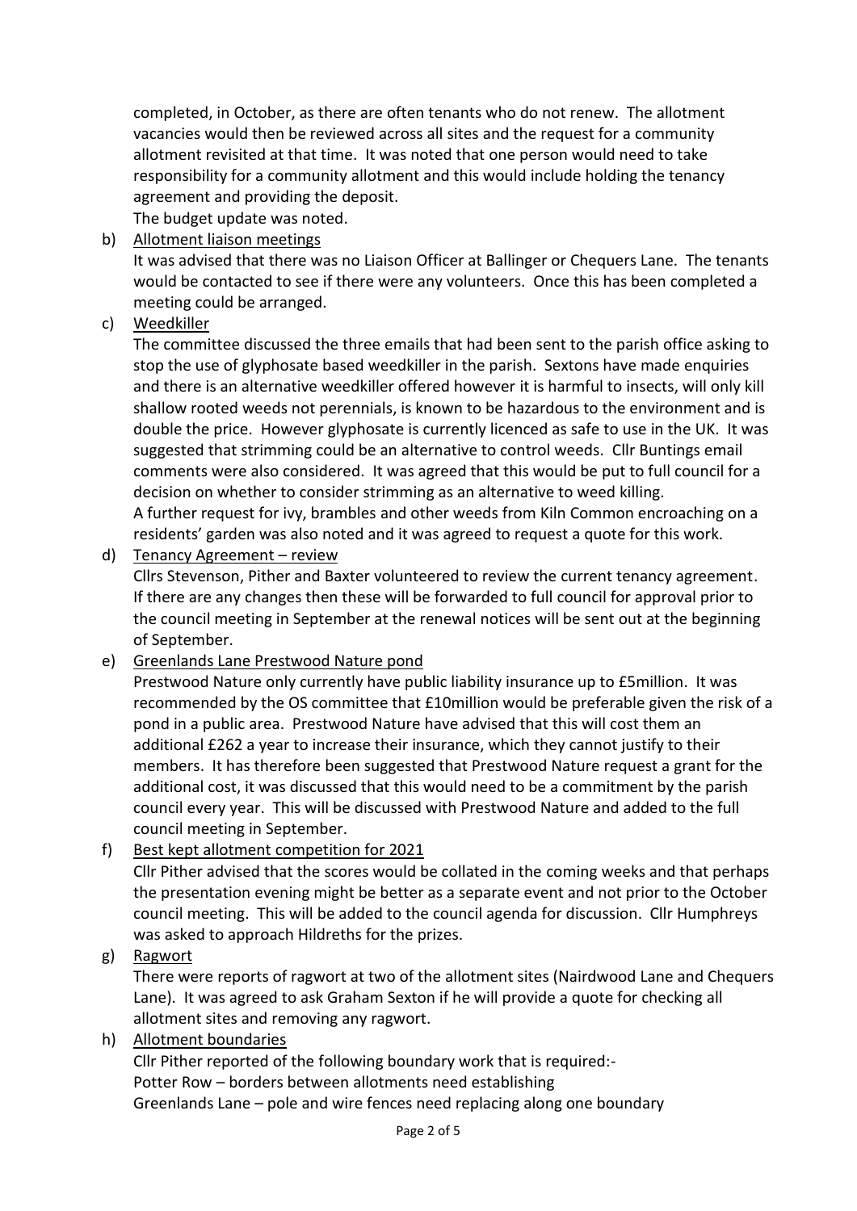completed, in October, as there are often tenants who do not renew. The allotment vacancies would then be reviewed across all sites and the request for a community allotment revisited at that time. It was noted that one person would need to take responsibility for a community allotment and this would include holding the tenancy agreement and providing the deposit.

The budget update was noted.

b) <u>Allotment liaison meetings</u>

It was advised that there was no Liaison Officer at Ballinger or Chequers Lane. The tenants would be contacted to see if there were any volunteers. Once this has been completed a meeting could be arranged.

c) <u>Weedkiller</u>

The committee discussed the three emails that had been sent to the parish office asking to stop the use of glyphosate based weedkiller in the parish. Sextons have made enquiries and there is an alternative weedkiller offered however it is harmful to insects, will only kill shallow rooted weeds not perennials, is known to be hazardous to the environment and is double the price. However glyphosate is currently licenced as safe to use in the UK. It was suggested that strimming could be an alternative to control weeds. Cllr Buntings email comments were also considered. It was agreed that this would be put to full council for a decision on whether to consider strimming as an alternative to weed killing.

A further request for ivy, brambles and other weeds from Kiln Common encroaching on a residents' garden was also noted and it was agreed to request a quote for this work.

d) <u>Tenancy Agreement – review</u>

Cllrs Stevenson, Pither and Baxter volunteered to review the current tenancy agreement. If there are any changes then these will be forwarded to full council for approval prior to the council meeting in September at the renewal notices will be sent out at the beginning of September.

e) <u>Greenlands Lane Prestwood Nature pond</u>

Prestwood Nature only currently have public liability insurance up to £5million. It was recommended by the OS committee that £10million would be preferable given the risk of a pond in a public area. Prestwood Nature have advised that this will cost them an additional £262 a year to increase their insurance, which they cannot justify to their members. It has therefore been suggested that Prestwood Nature request a grant for the additional cost, it was discussed that this would need to be a commitment by the parish council every year. This will be discussed with Prestwood Nature and added to the full council meeting in September.

f) <u>Best kept allotment competition for 2021</u>

Cllr Pither advised that the scores would be collated in the coming weeks and that perhaps the presentation evening might be better as a separate event and not prior to the October council meeting. This will be added to the council agenda for discussion. Cllr Humphreys was asked to approach Hildreths for the prizes.

g) <u>Ragwort</u>

There were reports of ragwort at two of the allotment sites (Nairdwood Lane and Chequers Lane). It was agreed to ask Graham Sexton if he will provide a quote for checking all allotment sites and removing any ragwort.

h) <u>Allotment boundaries</u>

Cllr Pither reported of the following boundary work that is required:-
Potter Row – borders between allotments need establishing
Greenlands Lane – pole and wire fences need replacing along one boundary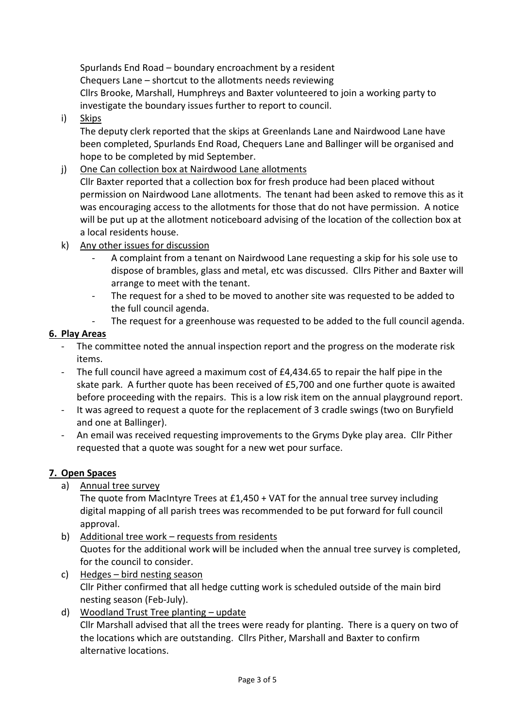Spurlands End Road – boundary encroachment by a resident
Chequers Lane – shortcut to the allotments needs reviewing
Cllrs Brooke, Marshall, Humphreys and Baxter volunteered to join a working party to investigate the boundary issues further to report to council.

i) <u>Skips</u>
The deputy clerk reported that the skips at Greenlands Lane and Nairdwood Lane have been completed, Spurlands End Road, Chequers Lane and Ballinger will be organised and hope to be completed by mid September.

j) <u>One Can collection box at Nairdwood Lane allotments</u>
Cllr Baxter reported that a collection box for fresh produce had been placed without permission on Nairdwood Lane allotments. The tenant had been asked to remove this as it was encouraging access to the allotments for those that do not have permission. A notice will be put up at the allotment noticeboard advising of the location of the collection box at a local residents house.

k) <u>Any other issues for discussion</u>
- A complaint from a tenant on Nairdwood Lane requesting a skip for his sole use to dispose of brambles, glass and metal, etc was discussed. Cllrs Pither and Baxter will arrange to meet with the tenant.
- The request for a shed to be moved to another site was requested to be added to the full council agenda.
- The request for a greenhouse was requested to be added to the full council agenda.

## 6. Play Areas

- The committee noted the annual inspection report and the progress on the moderate risk items.
- The full council have agreed a maximum cost of £4,434.65 to repair the half pipe in the skate park. A further quote has been received of £5,700 and one further quote is awaited before proceeding with the repairs. This is a low risk item on the annual playground report.
- It was agreed to request a quote for the replacement of 3 cradle swings (two on Buryfield and one at Ballinger).
- An email was received requesting improvements to the Gryms Dyke play area. Cllr Pither requested that a quote was sought for a new wet pour surface.

## 7. Open Spaces

a) <u>Annual tree survey</u>
The quote from MacIntyre Trees at £1,450 + VAT for the annual tree survey including digital mapping of all parish trees was recommended to be put forward for full council approval.

b) <u>Additional tree work – requests from residents</u>
Quotes for the additional work will be included when the annual tree survey is completed, for the council to consider.

c) <u>Hedges – bird nesting season</u>
Cllr Pither confirmed that all hedge cutting work is scheduled outside of the main bird nesting season (Feb-July).

d) <u>Woodland Trust Tree planting – update</u>
Cllr Marshall advised that all the trees were ready for planting. There is a query on two of the locations which are outstanding. Cllrs Pither, Marshall and Baxter to confirm alternative locations.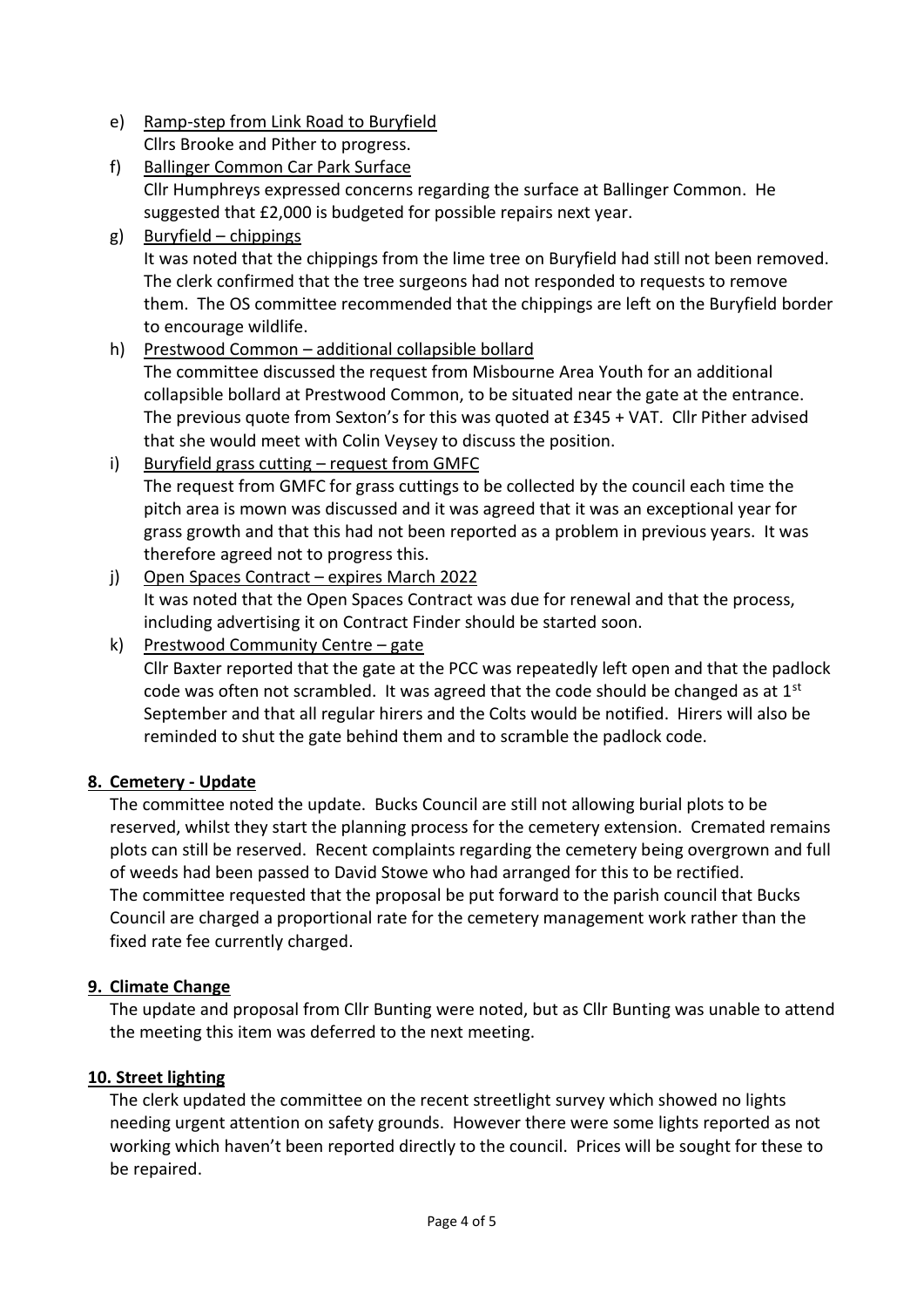e) Ramp-step from Link Road to Buryfield
   Cllrs Brooke and Pither to progress.

f) Ballinger Common Car Park Surface
   Cllr Humphreys expressed concerns regarding the surface at Ballinger Common. He suggested that £2,000 is budgeted for possible repairs next year.

g) Buryfield – chippings
   It was noted that the chippings from the lime tree on Buryfield had still not been removed. The clerk confirmed that the tree surgeons had not responded to requests to remove them. The OS committee recommended that the chippings are left on the Buryfield border to encourage wildlife.

h) Prestwood Common – additional collapsible bollard
   The committee discussed the request from Misbourne Area Youth for an additional collapsible bollard at Prestwood Common, to be situated near the gate at the entrance. The previous quote from Sexton's for this was quoted at £345 + VAT. Cllr Pither advised that she would meet with Colin Veysey to discuss the position.

i) Buryfield grass cutting – request from GMFC
   The request from GMFC for grass cuttings to be collected by the council each time the pitch area is mown was discussed and it was agreed that it was an exceptional year for grass growth and that this had not been reported as a problem in previous years. It was therefore agreed not to progress this.

j) Open Spaces Contract – expires March 2022
   It was noted that the Open Spaces Contract was due for renewal and that the process, including advertising it on Contract Finder should be started soon.

k) Prestwood Community Centre – gate
   Cllr Baxter reported that the gate at the PCC was repeatedly left open and that the padlock code was often not scrambled. It was agreed that the code should be changed as at 1st September and that all regular hirers and the Colts would be notified. Hirers will also be reminded to shut the gate behind them and to scramble the padlock code.

## 8. Cemetery - Update

The committee noted the update. Bucks Council are still not allowing burial plots to be reserved, whilst they start the planning process for the cemetery extension. Cremated remains plots can still be reserved. Recent complaints regarding the cemetery being overgrown and full of weeds had been passed to David Stowe who had arranged for this to be rectified.
The committee requested that the proposal be put forward to the parish council that Bucks Council are charged a proportional rate for the cemetery management work rather than the fixed rate fee currently charged.

## 9. Climate Change

The update and proposal from Cllr Bunting were noted, but as Cllr Bunting was unable to attend the meeting this item was deferred to the next meeting.

## 10. Street lighting

The clerk updated the committee on the recent streetlight survey which showed no lights needing urgent attention on safety grounds. However there were some lights reported as not working which haven't been reported directly to the council. Prices will be sought for these to be repaired.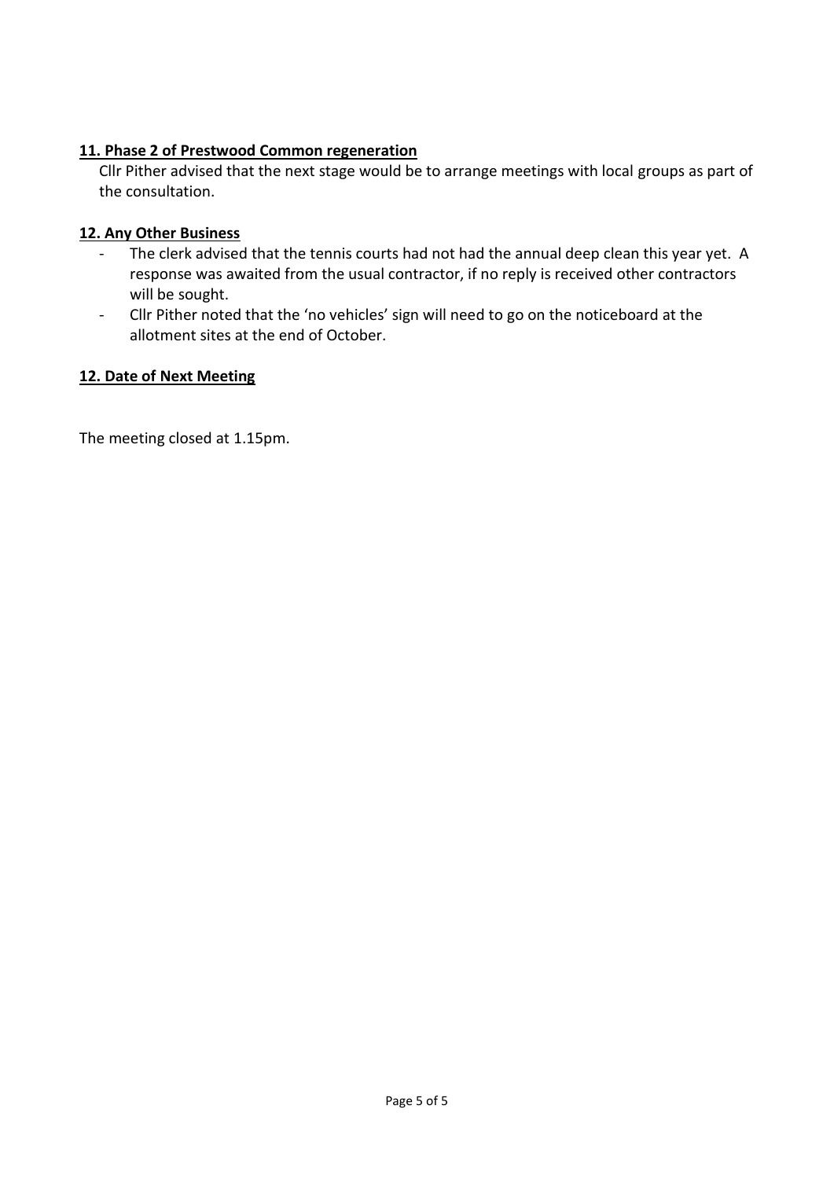## 11. Phase 2 of Prestwood Common regeneration

Cllr Pither advised that the next stage would be to arrange meetings with local groups as part of the consultation.

## 12. Any Other Business

- The clerk advised that the tennis courts had not had the annual deep clean this year yet. A response was awaited from the usual contractor, if no reply is received other contractors will be sought.
- Cllr Pither noted that the 'no vehicles' sign will need to go on the noticeboard at the allotment sites at the end of October.

## 12. Date of Next Meeting

The meeting closed at 1.15pm.